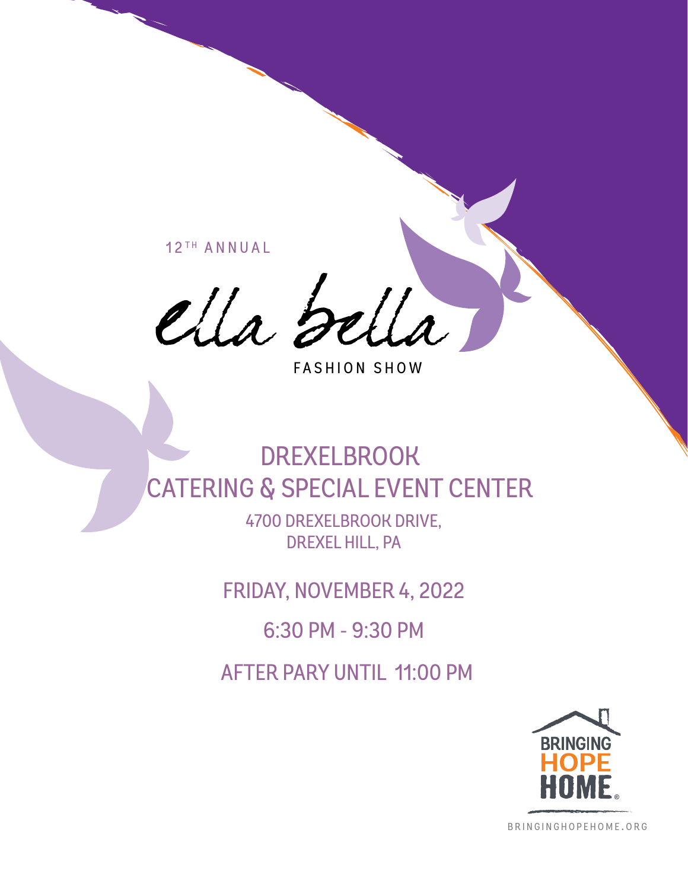12TH ANNUAL

# ella bella

FASHION SHOW

## DREXELBROOK CATERING & SPECIAL EVENT CENTER

4700 DREXELBROOK DRIVE,
DREXEL HILL, PA

FRIDAY, NOVEMBER 4, 2022

6:30 PM - 9:30 PM

AFTER PARY UNTIL 11:00 PM

BRINGING HOPE HOME

BRINGINGHOPEHOME.ORG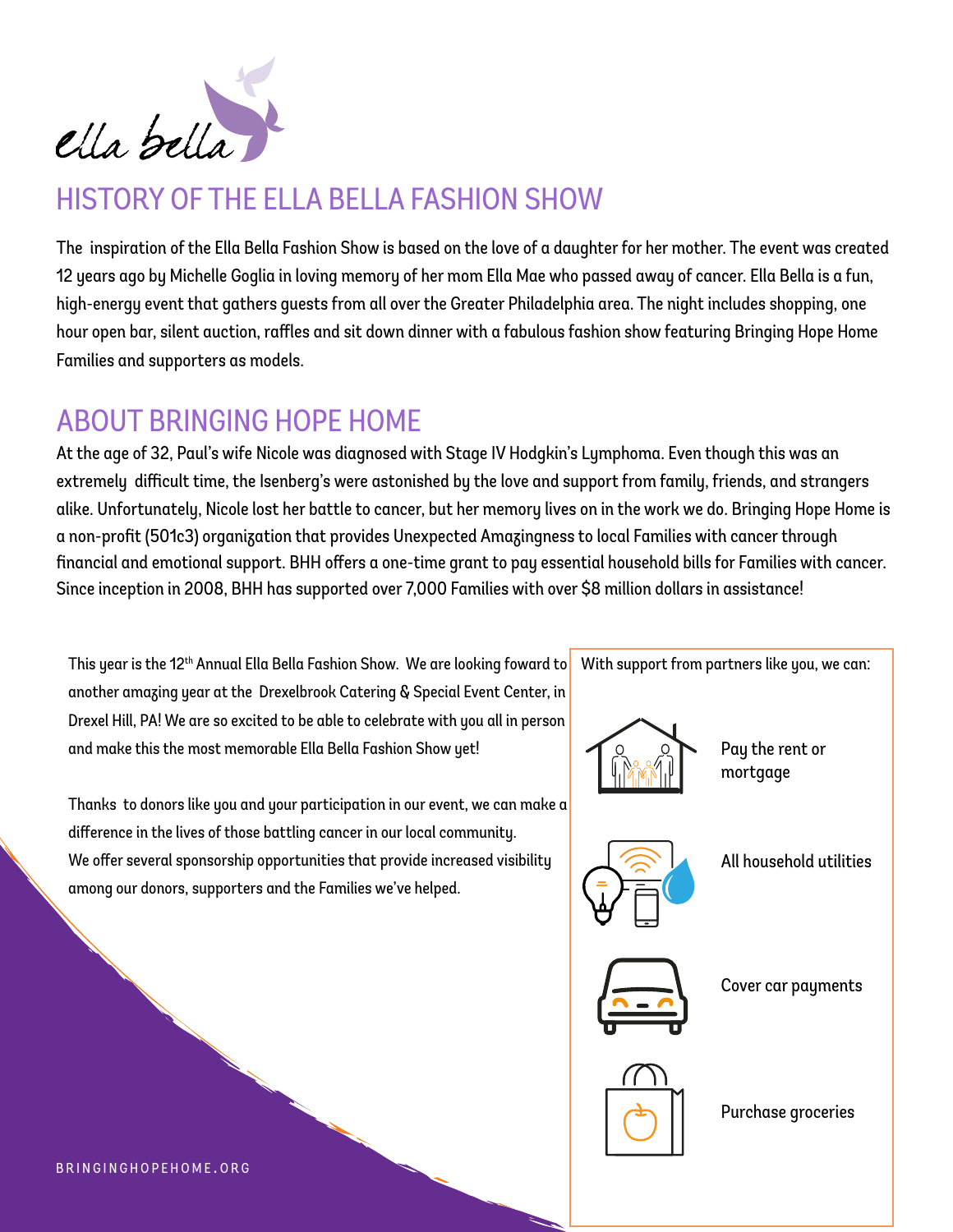ella bella

## HISTORY OF THE ELLA BELLA FASHION SHOW

The inspiration of the Ella Bella Fashion Show is based on the love of a daughter for her mother. The event was created 12 years ago by Michelle Goglia in loving memory of her mom Ella Mae who passed away of cancer. Ella Bella is a fun, high-energy event that gathers guests from all over the Greater Philadelphia area. The night includes shopping, one hour open bar, silent auction, raffles and sit down dinner with a fabulous fashion show featuring Bringing Hope Home Families and supporters as models.

## ABOUT BRINGING HOPE HOME

At the age of 32, Paul's wife Nicole was diagnosed with Stage IV Hodgkin's Lymphoma. Even though this was an extremely difficult time, the Isenberg's were astonished by the love and support from family, friends, and strangers alike. Unfortunately, Nicole lost her battle to cancer, but her memory lives on in the work we do. Bringing Hope Home is a non-profit (501c3) organization that provides Unexpected Amazingness to local Families with cancer through financial and emotional support. BHH offers a one-time grant to pay essential household bills for Families with cancer. Since inception in 2008, BHH has supported over 7,000 Families with over $8 million dollars in assistance!

This year is the 12th Annual Ella Bella Fashion Show. We are looking foward to another amazing year at the Drexelbrook Catering & Special Event Center, in Drexel Hill, PA! We are so excited to be able to celebrate with you all in person and make this the most memorable Ella Bella Fashion Show yet!

Thanks to donors like you and your participation in our event, we can make a difference in the lives of those battling cancer in our local community. We offer several sponsorship opportunities that provide increased visibility among our donors, supporters and the Families we've helped.

With support from partners like you, we can:

- Pay the rent or mortgage
- All household utilities
- Cover car payments
- Purchase groceries

BRINGINGHOPEHOME.ORG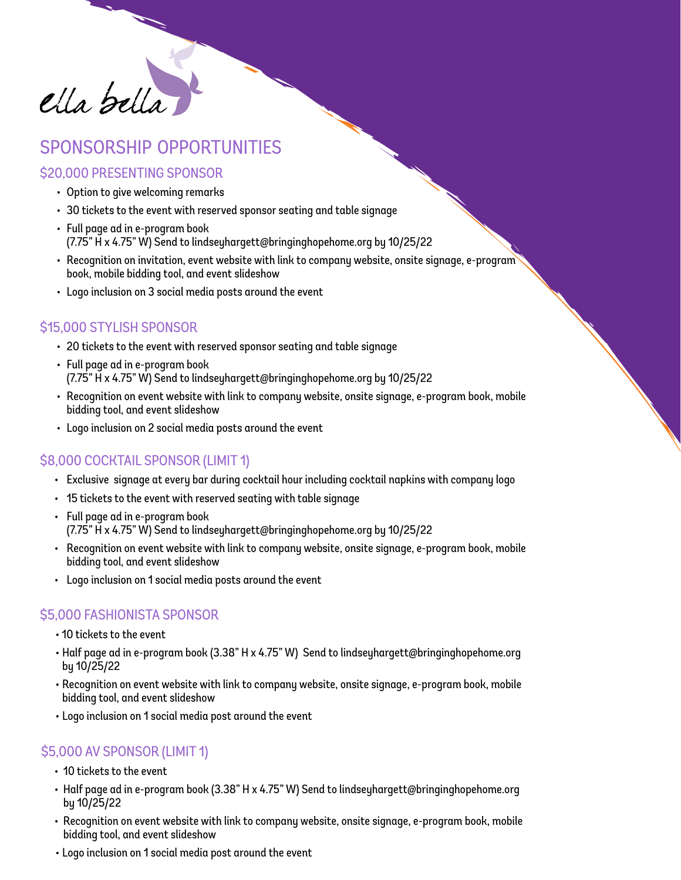ella bella

# SPONSORSHIP OPPORTUNITIES

## $20,000 PRESENTING SPONSOR

- Option to give welcoming remarks
- 30 tickets to the event with reserved sponsor seating and table signage
- Full page ad in e-program book (7.75" H x 4.75" W) Send to lindseyhargett@bringinghopehome.org by 10/25/22
- Recognition on invitation, event website with link to company website, onsite signage, e-program book, mobile bidding tool, and event slideshow
- Logo inclusion on 3 social media posts around the event

## $15,000 STYLISH SPONSOR

- 20 tickets to the event with reserved sponsor seating and table signage
- Full page ad in e-program book (7.75" H x 4.75" W) Send to lindseyhargett@bringinghopehome.org by 10/25/22
- Recognition on event website with link to company website, onsite signage, e-program book, mobile bidding tool, and event slideshow
- Logo inclusion on 2 social media posts around the event

## $8,000 COCKTAIL SPONSOR (LIMIT 1)

- Exclusive signage at every bar during cocktail hour including cocktail napkins with company logo
- 15 tickets to the event with reserved seating with table signage
- Full page ad in e-program book (7.75" H x 4.75" W) Send to lindseyhargett@bringinghopehome.org by 10/25/22
- Recognition on event website with link to company website, onsite signage, e-program book, mobile bidding tool, and event slideshow
- Logo inclusion on 1 social media posts around the event

## $5,000 FASHIONISTA SPONSOR

- 10 tickets to the event
- Half page ad in e-program book (3.38" H x 4.75" W) Send to lindseyhargett@bringinghopehome.org by 10/25/22
- Recognition on event website with link to company website, onsite signage, e-program book, mobile bidding tool, and event slideshow
- Logo inclusion on 1 social media post around the event

## $5,000 AV SPONSOR (LIMIT 1)

- 10 tickets to the event
- Half page ad in e-program book (3.38" H x 4.75" W) Send to lindseyhargett@bringinghopehome.org by 10/25/22
- Recognition on event website with link to company website, onsite signage, e-program book, mobile bidding tool, and event slideshow
- Logo inclusion on 1 social media post around the event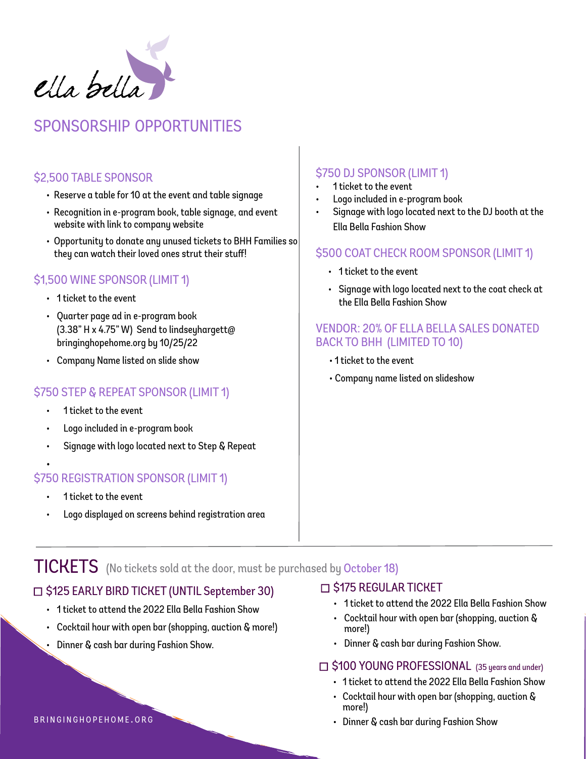ella bella

# SPONSORSHIP OPPORTUNITIES

## $2,500 TABLE SPONSOR

- Reserve a table for 10 at the event and table signage
- Recognition in e-program book, table signage, and event website with link to company website
- Opportunity to donate any unused tickets to BHH Families so they can watch their loved ones strut their stuff!

## $1,500 WINE SPONSOR (LIMIT 1)

- 1 ticket to the event
- Quarter page ad in e-program book (3.38" H x 4.75" W) Send to lindseyhargett@bringinghopehome.org by 10/25/22
- Company Name listed on slide show

## $750 STEP & REPEAT SPONSOR (LIMIT 1)

- 1 ticket to the event
- Logo included in e-program book
- Signage with logo located next to Step & Repeat

## $750 REGISTRATION SPONSOR (LIMIT 1)

- 1 ticket to the event
- Logo displayed on screens behind registration area

## $750 DJ SPONSOR (LIMIT 1)

- 1 ticket to the event
- Logo included in e-program book
- Signage with logo located next to the DJ booth at the Ella Bella Fashion Show

## $500 COAT CHECK ROOM SPONSOR (LIMIT 1)

- 1 ticket to the event
- Signage with logo located next to the coat check at the Ella Bella Fashion Show

## VENDOR: 20% OF ELLA BELLA SALES DONATED BACK TO BHH (LIMITED TO 10)

- 1 ticket to the event
- Company name listed on slideshow

# TICKETS (No tickets sold at the door, must be purchased by October 18)

## ☐ $125 EARLY BIRD TICKET (UNTIL September 30)

- 1 ticket to attend the 2022 Ella Bella Fashion Show
- Cocktail hour with open bar (shopping, auction & more!)
- Dinner & cash bar during Fashion Show.

## ☐ $175 REGULAR TICKET

- 1 ticket to attend the 2022 Ella Bella Fashion Show
- Cocktail hour with open bar (shopping, auction & more!)
- Dinner & cash bar during Fashion Show.

## ☐ $100 YOUNG PROFESSIONAL (35 years and under)

- 1 ticket to attend the 2022 Ella Bella Fashion Show
- Cocktail hour with open bar (shopping, auction & more!)
- Dinner & cash bar during Fashion Show

BRINGINGHOPEHOME.ORG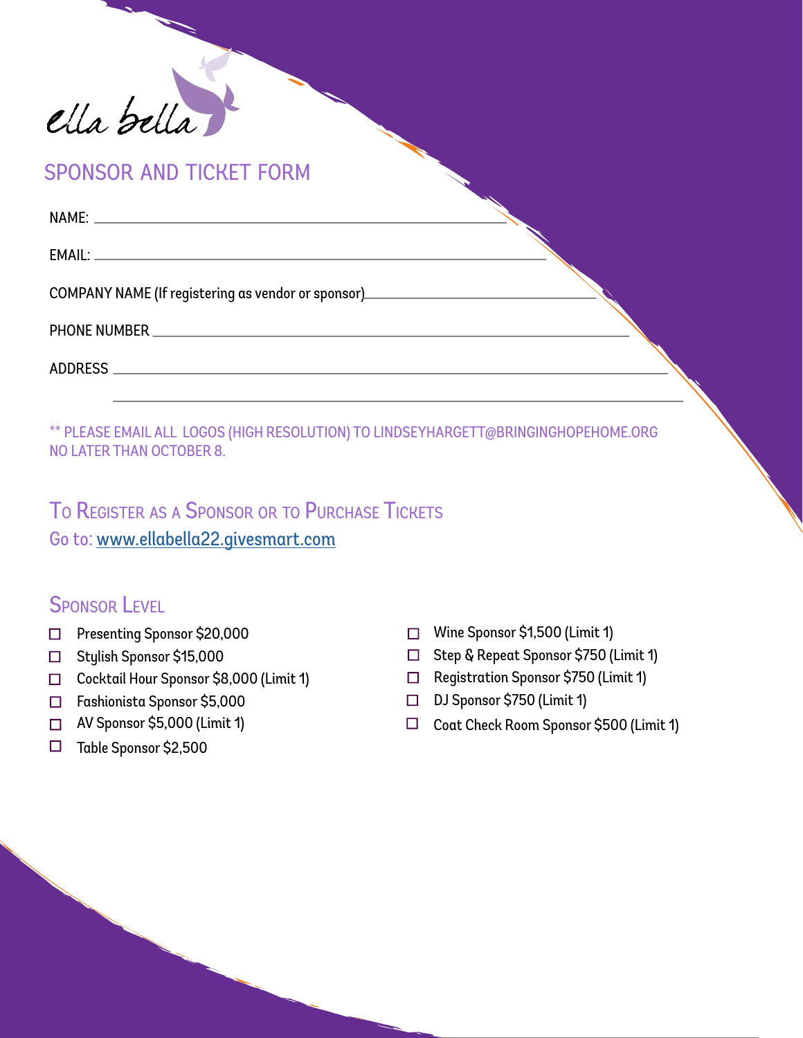ella bella

# SPONSOR AND TICKET FORM

NAME: ___________________________________________

EMAIL: ___________________________________________

COMPANY NAME (If registering as vendor or sponsor)_______________________

PHONE NUMBER ___________________________________________

ADDRESS ___________________________________________

___________________________________________

** PLEASE EMAIL ALL LOGOS (HIGH RESOLUTION) TO LINDSEYHARGETT@BRINGINGHOPEHOME.ORG NO LATER THAN OCTOBER 8.

## To Register as a Sponsor or to Purchase Tickets

Go to: www.ellabella22.givesmart.com

## Sponsor Level

- ☐ Presenting Sponsor $20,000
- ☐ Stylish Sponsor $15,000
- ☐ Cocktail Hour Sponsor $8,000 (Limit 1)
- ☐ Fashionista Sponsor $5,000
- ☐ AV Sponsor $5,000 (Limit 1)
- ☐ Table Sponsor $2,500
- ☐ Wine Sponsor $1,500 (Limit 1)
- ☐ Step & Repeat Sponsor $750 (Limit 1)
- ☐ Registration Sponsor $750 (Limit 1)
- ☐ DJ Sponsor $750 (Limit 1)
- ☐ Coat Check Room Sponsor $500 (Limit 1)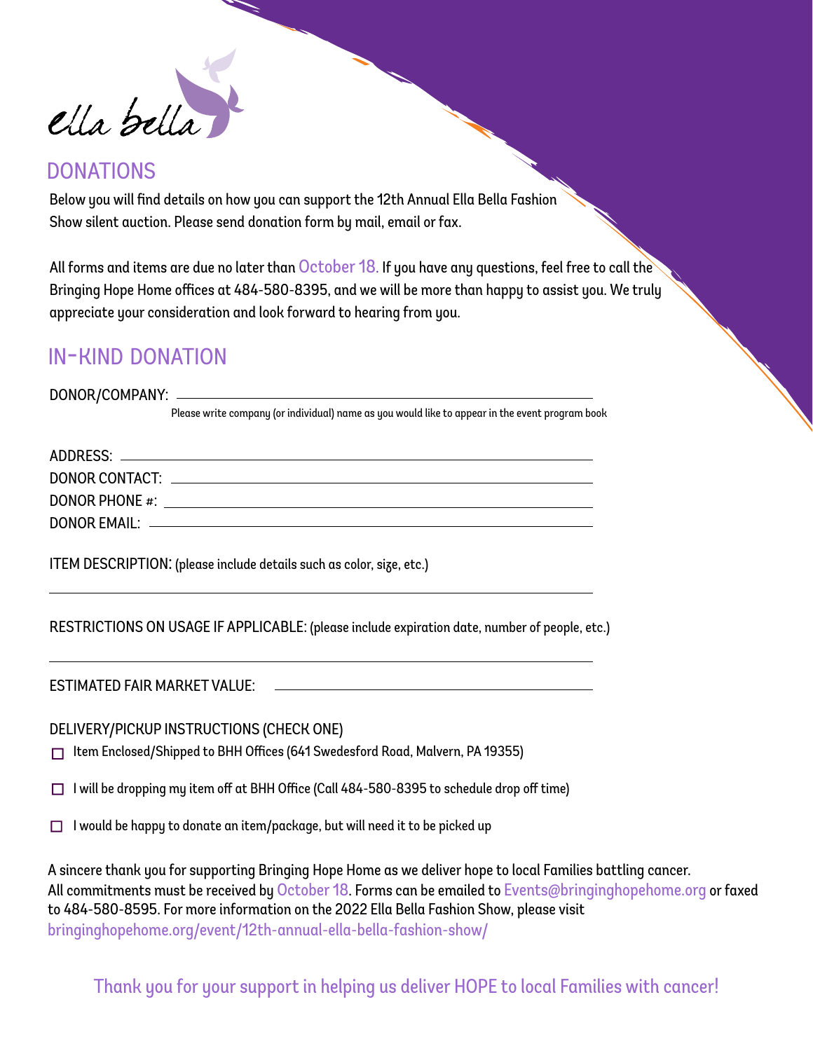ella bella

## DONATIONS

Below you will find details on how you can support the 12th Annual Ella Bella Fashion Show silent auction. Please send donation form by mail, email or fax.

All forms and items are due no later than October 18. If you have any questions, feel free to call the Bringing Hope Home offices at 484-580-8395, and we will be more than happy to assist you. We truly appreciate your consideration and look forward to hearing from you.

## IN-KIND DONATION

DONOR/COMPANY: ______________________________

Please write company (or individual) name as you would like to appear in the event program book

ADDRESS: ______________________________

DONOR CONTACT: ______________________________

DONOR PHONE #: ______________________________

DONOR EMAIL: ______________________________

ITEM DESCRIPTION: (please include details such as color, size, etc.)

______________________________

RESTRICTIONS ON USAGE IF APPLICABLE: (please include expiration date, number of people, etc.)

______________________________

ESTIMATED FAIR MARKET VALUE: ______________________________

DELIVERY/PICKUP INSTRUCTIONS (CHECK ONE)

- ☐ Item Enclosed/Shipped to BHH Offices (641 Swedesford Road, Malvern, PA 19355)
- ☐ I will be dropping my item off at BHH Office (Call 484-580-8395 to schedule drop off time)
- ☐ I would be happy to donate an item/package, but will need it to be picked up

A sincere thank you for supporting Bringing Hope Home as we deliver hope to local Families battling cancer. All commitments must be received by October 18. Forms can be emailed to Events@bringinghopehome.org or faxed to 484-580-8595. For more information on the 2022 Ella Bella Fashion Show, please visit bringinghopehome.org/event/12th-annual-ella-bella-fashion-show/

Thank you for your support in helping us deliver HOPE to local Families with cancer!